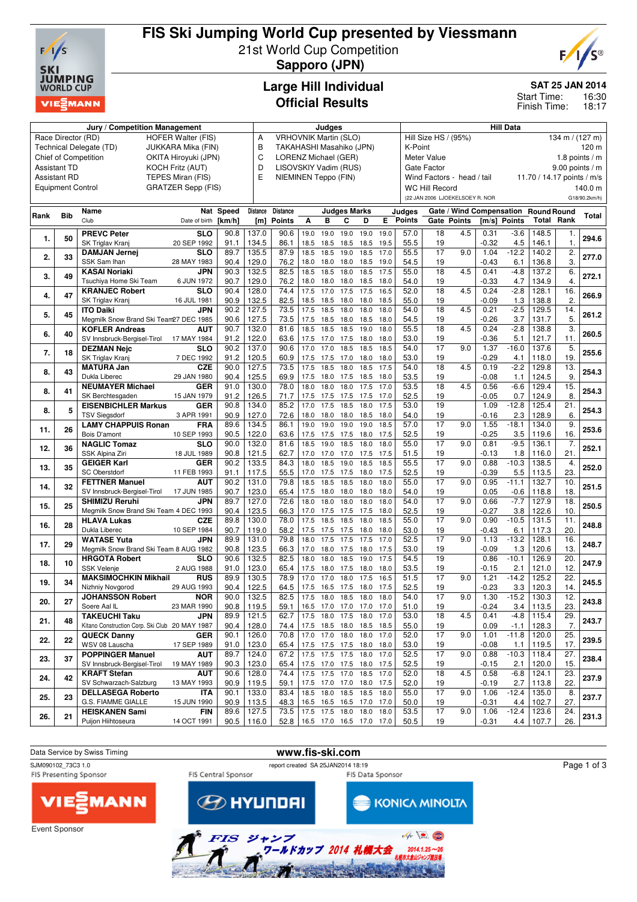# FIS Ski Jumping World Cup presented by Viessmann

21st World Cup Competition

**Sapporo (JPN)**

## Large Hill Individual
## Official Results

**SAT 25 JAN 2014**

Start Time: 16:30
Finish Time: 18:17

| Jury / Competition Management | | Judges | | Hill Data | |
|---|---|---|---|---|---|
| Race Director (RD) | HOFER Walter (FIS) | A | VRHOVNIK Martin (SLO) | Hill Size HS / (95%) | 134 m / (127 m) |
| Technical Delegate (TD) | JUKKARA Mika (FIN) | B | TAKAHASHI Masahiko (JPN) | K-Point | 120 m |
| Chief of Competition | OKITA Hiroyuki (JPN) | C | LORENZ Michael (GER) | Meter Value | 1.8 points / m |
| Assistant TD | KOCH Fritz (AUT) | D | LISOVSKIY Vadim (RUS) | Gate Factor | 9.00 points / m |
| Assistant RD | TEPES Miran (FIS) | E | NIEMINEN Teppo (FIN) | Wind Factors - head / tail | 11.70 / 14.17 points / m/s |
| Equipment Control | GRATZER Sepp (FIS) | | | WC Hill Record | 140.0 m |
| | | | | (22 JAN 2006 LJOEKELSOEY R. NOR | G18/90.2km/h) |

| Rank | Bib | Name / Club | Nat / Date of birth | Speed [km/h] | Distance [m] | Distance Points | A | B | C | D | E | Judges Points | Gate | Gate Points | Wind [m/s] | Wind Points | Round Total | Round Rank | Total |
|---|---|---|---|---|---|---|---|---|---|---|---|---|---|---|---|---|---|---|---|
| 1. | 50 | PREVC Peter | SLO | 90.8 | 137.0 | 90.6 | 19.0 | 19.0 | 19.0 | 19.0 | 19.0 | 57.0 | 18 | 4.5 | 0.31 | -3.6 | 148.5 | 1. | 294.6 |
| | | SK Triglav Kranj | 20 SEP 1992 | 91.1 | 134.5 | 86.1 | 18.5 | 18.5 | 18.5 | 18.5 | 19.5 | 55.5 | 19 | | -0.32 | 4.5 | 146.1 | 1. | |
| 2. | 33 | DAMJAN Jernej | SLO | 89.7 | 135.5 | 87.9 | 18.5 | 18.5 | 19.0 | 18.5 | 17.0 | 55.5 | 17 | 9.0 | 1.04 | -12.2 | 140.2 | 2. | 277.0 |
| | | SSK Sam Ihan | 28 MAY 1983 | 90.4 | 129.0 | 76.2 | 18.0 | 18.0 | 18.0 | 18.5 | 19.0 | 54.5 | 19 | | -0.43 | 6.1 | 136.8 | 3. | |
| 3. | 49 | KASAI Noriaki | JPN | 90.3 | 132.5 | 82.5 | 18.5 | 18.5 | 18.0 | 18.5 | 17.5 | 55.0 | 18 | 4.5 | 0.41 | -4.8 | 137.2 | 6. | 272.1 |
| | | Tsuchiya Home Ski Team | 6 JUN 1972 | 90.7 | 129.0 | 76.2 | 18.0 | 18.0 | 18.0 | 18.5 | 18.0 | 54.0 | 19 | | -0.33 | 4.7 | 134.9 | 4. | |
| 4. | 47 | KRANJEC Robert | SLO | 90.4 | 128.0 | 74.4 | 17.5 | 17.0 | 17.5 | 17.5 | 16.5 | 52.0 | 18 | 4.5 | 0.24 | -2.8 | 128.1 | 16. | 266.9 |
| | | SK Triglav Kranj | 16 JUL 1981 | 90.9 | 132.5 | 82.5 | 18.5 | 18.5 | 18.0 | 18.0 | 18.5 | 55.0 | 19 | | -0.09 | 1.3 | 138.8 | 2. | |
| 5. | 45 | ITO Daiki | JPN | 90.2 | 127.5 | 73.5 | 17.5 | 18.5 | 18.0 | 18.0 | 18.0 | 54.0 | 18 | 4.5 | 0.21 | -2.5 | 129.5 | 14. | 261.2 |
| | | Megmilk Snow Brand Ski Team | 27 DEC 1985 | 90.6 | 127.5 | 73.5 | 17.5 | 18.5 | 18.0 | 18.5 | 18.0 | 54.5 | 19 | | -0.26 | 3.7 | 131.7 | 5. | |
| 6. | 40 | KOFLER Andreas | AUT | 90.7 | 132.0 | 81.6 | 18.5 | 18.5 | 18.5 | 19.0 | 18.0 | 55.5 | 18 | 4.5 | 0.24 | -2.8 | 138.8 | 3. | 260.5 |
| | | SV Innsbruck-Bergisel-Tirol | 17 MAY 1984 | 91.2 | 122.0 | 63.6 | 17.5 | 17.0 | 17.5 | 18.0 | 18.0 | 53.0 | 19 | | -0.36 | 5.1 | 121.7 | 11. | |
| 7. | 18 | DEZMAN Nejc | SLO | 90.2 | 137.0 | 90.6 | 17.0 | 17.0 | 18.5 | 18.5 | 18.5 | 54.0 | 17 | 9.0 | 1.37 | -16.0 | 137.6 | 5. | 255.6 |
| | | SK Triglav Kranj | 7 DEC 1992 | 91.2 | 120.5 | 60.9 | 17.5 | 17.5 | 17.0 | 18.0 | 18.0 | 53.0 | 19 | | -0.29 | 4.1 | 118.0 | 19. | |
| 8. | 43 | MATURA Jan | CZE | 90.0 | 127.5 | 73.5 | 17.5 | 18.5 | 18.0 | 18.5 | 17.5 | 54.0 | 18 | 4.5 | 0.19 | -2.2 | 129.8 | 13. | 254.3 |
| | | Dukla Liberec | 29 JAN 1980 | 90.4 | 125.5 | 69.9 | 17.5 | 18.0 | 17.5 | 18.5 | 18.0 | 53.5 | 19 | | -0.08 | 1.1 | 124.5 | 9. | |
| 8. | 41 | NEUMAYER Michael | GER | 91.0 | 130.0 | 78.0 | 18.0 | 18.0 | 18.0 | 17.5 | 17.0 | 53.5 | 18 | 4.5 | 0.56 | -6.6 | 129.4 | 15. | 254.3 |
| | | SK Berchtesgaden | 15 JAN 1979 | 91.2 | 126.5 | 71.7 | 17.5 | 17.5 | 17.5 | 17.5 | 17.0 | 52.5 | 19 | | -0.05 | 0.7 | 124.9 | 8. | |
| 8. | 5 | EISENBICHLER Markus | GER | 90.8 | 134.0 | 85.2 | 17.0 | 17.5 | 18.5 | 18.0 | 17.5 | 53.0 | 19 | | 1.09 | -12.8 | 125.4 | 21. | 254.3 |
| | | TSV Siegsdorf | 3 APR 1991 | 90.9 | 127.0 | 72.6 | 18.0 | 18.0 | 18.0 | 18.5 | 18.0 | 54.0 | 19 | | -0.16 | 2.3 | 128.9 | 6. | |
| 11. | 26 | LAMY CHAPPUIS Ronan | FRA | 89.6 | 134.5 | 86.1 | 19.0 | 19.0 | 19.0 | 19.0 | 18.5 | 57.0 | 17 | 9.0 | 1.55 | -18.1 | 134.0 | 9. | 253.6 |
| | | Bois D'amont | 10 SEP 1993 | 90.5 | 122.0 | 63.6 | 17.5 | 17.5 | 17.5 | 18.0 | 17.5 | 52.5 | 19 | | -0.25 | 3.5 | 119.6 | 16. | |
| 12. | 36 | NAGLIC Tomaz | SLO | 90.0 | 132.0 | 81.6 | 18.5 | 19.0 | 18.5 | 18.0 | 18.0 | 55.0 | 17 | 9.0 | 0.81 | -9.5 | 136.1 | 7. | 252.1 |
| | | SSK Alpina Ziri | 18 JUL 1989 | 90.8 | 121.5 | 62.7 | 17.0 | 17.0 | 17.0 | 17.5 | 17.5 | 51.5 | 19 | | -0.13 | 1.8 | 116.0 | 21. | |
| 13. | 35 | GEIGER Karl | GER | 90.2 | 133.5 | 84.3 | 18.0 | 18.5 | 19.0 | 18.5 | 18.5 | 55.5 | 17 | 9.0 | 0.88 | -10.3 | 138.5 | 4. | 252.0 |
| | | SC Oberstdorf | 11 FEB 1993 | 91.1 | 117.5 | 55.5 | 17.0 | 17.5 | 17.5 | 18.0 | 17.5 | 52.5 | 19 | | -0.39 | 5.5 | 113.5 | 23. | |
| 14. | 32 | FETTNER Manuel | AUT | 90.2 | 131.0 | 79.8 | 18.5 | 18.5 | 18.5 | 18.0 | 18.0 | 55.0 | 17 | 9.0 | 0.95 | -11.1 | 132.7 | 10. | 251.5 |
| | | SV Innsbruck-Bergisel-Tirol | 17 JUN 1985 | 90.7 | 123.0 | 65.4 | 17.5 | 18.0 | 18.0 | 18.0 | 18.0 | 54.0 | 19 | | 0.05 | -0.6 | 118.8 | 18. | |
| 15. | 25 | SHIMIZU Reruhi | JPN | 89.7 | 127.0 | 72.6 | 18.0 | 18.0 | 18.0 | 18.0 | 18.0 | 54.0 | 17 | 9.0 | 0.66 | -7.7 | 127.9 | 18. | 250.5 |
| | | Megmilk Snow Brand Ski Team | 4 DEC 1993 | 90.4 | 123.5 | 66.3 | 17.5 | 17.5 | 17.5 | 17.5 | 18.0 | 52.5 | 19 | | -0.27 | 3.8 | 122.6 | 10. | |
| 16. | 28 | HLAVA Lukas | CZE | 89.8 | 130.0 | 78.0 | 17.5 | 18.5 | 18.5 | 18.0 | 18.5 | 55.0 | 17 | 9.0 | 0.90 | -10.5 | 131.5 | 11. | 248.8 |
| | | Dukla Liberec | 10 SEP 1984 | 90.7 | 119.0 | 58.2 | 17.5 | 17.5 | 17.5 | 18.0 | 18.0 | 53.0 | 19 | | -0.43 | 6.1 | 117.3 | 20. | |
| 17. | 29 | WATASE Yuta | JPN | 89.9 | 131.0 | 79.8 | 18.0 | 17.5 | 17.5 | 17.5 | 17.0 | 52.5 | 17 | 9.0 | 1.13 | -13.2 | 128.1 | 16. | 248.7 |
| | | Megmilk Snow Brand Ski Team | 8 AUG 1982 | 90.8 | 123.5 | 66.3 | 17.0 | 18.0 | 17.5 | 18.0 | 17.5 | 53.0 | 19 | | -0.09 | 1.3 | 120.6 | 13. | |
| 18. | 10 | HRGOTA Robert | SLO | 90.6 | 132.5 | 82.5 | 18.0 | 18.0 | 18.5 | 19.0 | 17.5 | 54.5 | 19 | | 0.86 | -10.1 | 126.9 | 20. | 247.9 |
| | | SSK Velenje | 2 AUG 1988 | 91.0 | 123.0 | 65.4 | 17.5 | 18.0 | 17.5 | 18.0 | 18.0 | 53.5 | 19 | | -0.15 | 2.1 | 121.0 | 12. | |
| 19. | 34 | MAKSIMOCHKIN Mikhail | RUS | 89.9 | 130.5 | 78.9 | 17.0 | 17.0 | 18.0 | 17.5 | 16.5 | 51.5 | 17 | 9.0 | 1.21 | -14.2 | 125.2 | 22. | 245.5 |
| | | Nizhniy Novgorod | 29 AUG 1993 | 90.4 | 122.5 | 64.5 | 17.5 | 16.5 | 17.5 | 18.0 | 17.5 | 52.5 | 19 | | -0.23 | 3.3 | 120.3 | 14. | |
| 20. | 27 | JOHANSSON Robert | NOR | 90.0 | 132.5 | 82.5 | 17.5 | 18.0 | 18.5 | 18.0 | 18.0 | 54.0 | 17 | 9.0 | 1.30 | -15.2 | 130.3 | 12. | 243.8 |
| | | Soere Aal IL | 23 MAR 1990 | 90.8 | 119.5 | 59.1 | 16.5 | 17.0 | 17.0 | 17.0 | 17.0 | 51.0 | 19 | | -0.24 | 3.4 | 113.5 | 23. | |
| 21. | 48 | TAKEUCHI Taku | JPN | 89.9 | 121.5 | 62.7 | 17.5 | 18.0 | 17.5 | 18.0 | 17.5 | 53.0 | 18 | 4.5 | 0.41 | -4.8 | 115.4 | 29. | 243.7 |
| | | Kitano Construction Corp. Ski Club | 20 MAY 1987 | 90.4 | 128.0 | 74.4 | 17.5 | 18.5 | 18.0 | 18.5 | 18.5 | 55.0 | 19 | | 0.09 | -1.1 | 128.3 | 7. | |
| 22. | 22 | QUECK Danny | GER | 90.1 | 126.0 | 70.8 | 17.0 | 17.0 | 18.0 | 18.0 | 17.0 | 52.0 | 17 | 9.0 | 1.01 | -11.8 | 120.0 | 25. | 239.5 |
| | | WSV 08 Lauscha | 17 SEP 1989 | 91.0 | 123.0 | 65.4 | 17.5 | 17.5 | 17.5 | 18.0 | 18.0 | 53.0 | 19 | | -0.08 | 1.1 | 119.5 | 17. | |
| 23. | 37 | POPPINGER Manuel | AUT | 89.7 | 124.0 | 67.2 | 17.5 | 17.5 | 17.5 | 18.0 | 17.0 | 52.5 | 17 | 9.0 | 0.88 | -10.3 | 118.4 | 27. | 238.4 |
| | | SV Innsbruck-Bergisel-Tirol | 19 MAY 1989 | 90.3 | 123.0 | 65.4 | 17.5 | 17.0 | 17.5 | 18.0 | 17.5 | 52.5 | 19 | | -0.15 | 2.1 | 120.0 | 15. | |
| 24. | 42 | KRAFT Stefan | AUT | 90.6 | 128.0 | 74.4 | 17.5 | 17.5 | 17.0 | 18.5 | 17.0 | 52.0 | 18 | 4.5 | 0.58 | -6.8 | 124.1 | 23. | 237.9 |
| | | SV Schwarzach-Salzburg | 13 MAY 1993 | 90.9 | 119.5 | 59.1 | 17.5 | 17.0 | 17.0 | 18.0 | 17.5 | 52.0 | 19 | | -0.19 | 2.7 | 113.8 | 22. | |
| 25. | 23 | DELLASEGA Roberto | ITA | 90.1 | 133.0 | 83.4 | 18.5 | 18.0 | 18.5 | 18.5 | 18.0 | 55.0 | 17 | 9.0 | 1.06 | -12.4 | 135.0 | 8. | 237.7 |
| | | G.S. FIAMME GIALLE | 15 JUN 1990 | 90.9 | 113.5 | 48.3 | 16.5 | 16.5 | 16.5 | 17.0 | 17.0 | 50.0 | 19 | | -0.31 | 4.4 | 102.7 | 27. | |
| 26. | 21 | HEISKANEN Sami | FIN | 89.6 | 127.5 | 73.5 | 17.5 | 17.5 | 18.0 | 18.0 | 18.0 | 53.5 | 17 | 9.0 | 1.06 | -12.4 | 123.6 | 24. | 231.3 |
| | | Puijon Hiihtoseura | 14 OCT 1991 | 90.5 | 116.0 | 52.8 | 16.5 | 17.0 | 16.5 | 17.0 | 17.0 | 50.5 | 19 | | -0.31 | 4.4 | 107.7 | 26. | |

Data Service by Swiss Timing

www.fis-ski.com

SJM090102_73C3 1.0 report created SA 25JAN2014 18:19

FIS Presenting Sponsor: VIESSMANN — FIS Central Sponsor: HYUNDAI — FIS Data Sponsor: KONICA MINOLTA

Event Sponsor

FIS ジャンプワールドカップ 2014 札幌大会 2014.1.25～26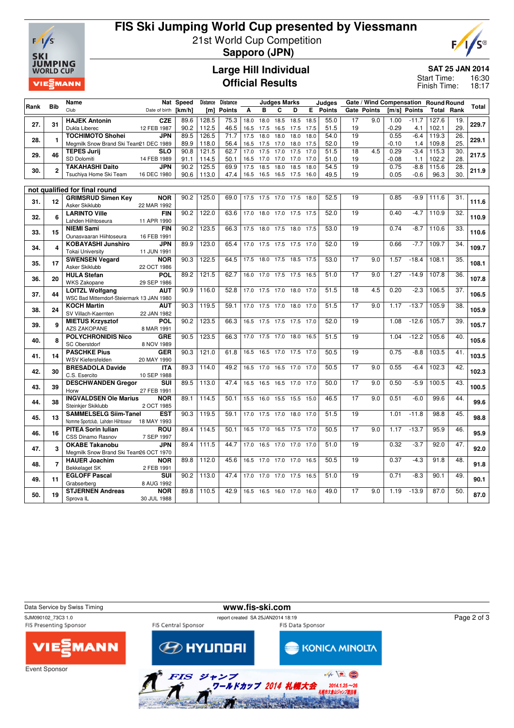# FIS Ski Jumping World Cup presented by Viessmann

21st World Cup Competition

**Sapporo (JPN)**

## Large Hill Individual
## Official Results

**SAT 25 JAN 2014**

Start Time: 16:30

Finish Time: 18:17

| Rank | Bib | Name / Club | Nat / Date of birth | Speed [km/h] | Distance [m] | Distance Points | A | B | C | D | E | Judges Points | Gate | Gate Points | Wind [m/s] | Wind Points | Round Total | Round Rank | Total |
|---|---|---|---|---|---|---|---|---|---|---|---|---|---|---|---|---|---|---|---|
| 27. | 31 | HAJEK Antonin | CZE | 89.6 | 128.5 | 75.3 | 18.0 | 18.0 | 18.5 | 18.5 | 18.5 | 55.0 | 17 | 9.0 | 1.00 | -11.7 | 127.6 | 19. | 229.7 |
| | | Dukla Liberec | 12 FEB 1987 | 90.2 | 112.5 | 46.5 | 16.5 | 17.5 | 16.5 | 17.5 | 17.5 | 51.5 | 19 | | -0.29 | 4.1 | 102.1 | 29. | |
| 28. | 1 | TOCHIMOTO Shohei | JPN | 89.5 | 126.5 | 71.7 | 17.5 | 18.0 | 18.0 | 18.0 | 18.0 | 54.0 | 19 | | 0.55 | -6.4 | 119.3 | 26. | 229.1 |
| | | Megmilk Snow Brand Ski Team | 21 DEC 1989 | 89.9 | 118.0 | 56.4 | 16.5 | 17.5 | 17.0 | 18.0 | 17.5 | 52.0 | 19 | | -0.10 | 1.4 | 109.8 | 25. | |
| 29. | 46 | TEPES Jurij | SLO | 90.8 | 121.5 | 62.7 | 17.0 | 17.5 | 17.0 | 17.5 | 17.0 | 51.5 | 18 | 4.5 | 0.29 | -3.4 | 115.3 | 30. | 217.5 |
| | | SD Dolomiti | 14 FEB 1989 | 91.1 | 114.5 | 50.1 | 16.5 | 17.0 | 17.0 | 17.0 | 17.0 | 51.0 | 19 | | -0.08 | 1.1 | 102.2 | 28. | |
| 30. | 2 | TAKAHASHI Daito | JPN | 90.2 | 125.5 | 69.9 | 17.5 | 18.5 | 18.0 | 18.5 | 18.0 | 54.5 | 19 | | 0.75 | -8.8 | 115.6 | 28. | 211.9 |
| | | Tsuchiya Home Ski Team | 16 DEC 1980 | 90.6 | 113.0 | 47.4 | 16.5 | 16.5 | 16.5 | 17.5 | 16.0 | 49.5 | 19 | | 0.05 | -0.6 | 96.3 | 30. | |

**not qualified for final round**

| Rank | Bib | Name / Club | Nat / Date of birth | Speed [km/h] | Distance [m] | Distance Points | A | B | C | D | E | Judges Points | Gate | Gate Points | Wind [m/s] | Wind Points | Round Total | Round Rank | Total |
|---|---|---|---|---|---|---|---|---|---|---|---|---|---|---|---|---|---|---|---|
| 31. | 12 | GRIMSRUD Simen Key / Asker Skiklubb | NOR / 22 MAR 1992 | 90.2 | 125.0 | 69.0 | 17.5 | 17.5 | 17.0 | 17.5 | 18.0 | 52.5 | 19 | | 0.85 | -9.9 | 111.6 | 31. | 111.6 |
| 32. | 6 | LARINTO Ville / Lahden Hiihtoseura | FIN / 11 APR 1990 | 90.2 | 122.0 | 63.6 | 17.0 | 18.0 | 17.0 | 17.5 | 17.5 | 52.0 | 19 | | 0.40 | -4.7 | 110.9 | 32. | 110.9 |
| 33. | 15 | NIEMI Sami / Ounasvaaran Hiihtoseura | FIN / 16 FEB 1991 | 90.2 | 123.5 | 66.3 | 17.5 | 18.0 | 17.5 | 18.0 | 17.5 | 53.0 | 19 | | 0.74 | -8.7 | 110.6 | 33. | 110.6 |
| 34. | 4 | KOBAYASHI Junshiro / Tokai University | JPN / 11 JUN 1991 | 89.9 | 123.0 | 65.4 | 17.0 | 17.5 | 17.5 | 17.5 | 17.0 | 52.0 | 19 | | 0.66 | -7.7 | 109.7 | 34. | 109.7 |
| 35. | 17 | SWENSEN Vegard / Asker Skiklubb | NOR / 22 OCT 1986 | 90.3 | 122.5 | 64.5 | 17.5 | 18.0 | 17.5 | 18.5 | 17.5 | 53.0 | 17 | 9.0 | 1.57 | -18.4 | 108.1 | 35. | 108.1 |
| 36. | 20 | HULA Stefan / WKS Zakopane | POL / 29 SEP 1986 | 89.2 | 121.5 | 62.7 | 16.0 | 17.0 | 17.5 | 17.5 | 16.5 | 51.0 | 17 | 9.0 | 1.27 | -14.9 | 107.8 | 36. | 107.8 |
| 37. | 44 | LOITZL Wolfgang / WSC Bad Mitterndorf-Steiermark | AUT / 13 JAN 1980 | 90.9 | 116.0 | 52.8 | 17.0 | 17.5 | 17.0 | 18.0 | 17.0 | 51.5 | 18 | 4.5 | 0.20 | -2.3 | 106.5 | 37. | 106.5 |
| 38. | 24 | KOCH Martin / SV Villach-Kaernten | AUT / 22 JAN 1982 | 90.3 | 119.5 | 59.1 | 17.0 | 17.5 | 17.0 | 18.0 | 17.0 | 51.5 | 17 | 9.0 | 1.17 | -13.7 | 105.9 | 38. | 105.9 |
| 39. | 9 | MIETUS Krzysztof / AZS ZAKOPANE | POL / 8 MAR 1991 | 90.2 | 123.5 | 66.3 | 16.5 | 17.5 | 17.5 | 17.5 | 17.0 | 52.0 | 19 | | 1.08 | -12.6 | 105.7 | 39. | 105.7 |
| 40. | 8 | POLYCHRONIDIS Nico / SC Oberstdorf | GRE / 8 NOV 1989 | 90.5 | 123.5 | 66.3 | 17.0 | 17.5 | 17.0 | 18.0 | 16.5 | 51.5 | 19 | | 1.04 | -12.2 | 105.6 | 40. | 105.6 |
| 41. | 14 | PASCHKE Pius / WSV Kiefersfelden | GER / 20 MAY 1990 | 90.3 | 121.0 | 61.8 | 16.5 | 16.5 | 17.0 | 17.5 | 17.0 | 50.5 | 19 | | 0.75 | -8.8 | 103.5 | 41. | 103.5 |
| 42. | 30 | BRESADOLA Davide / C.S. Esercito | ITA / 10 SEP 1988 | 89.3 | 114.0 | 49.2 | 16.5 | 17.0 | 16.5 | 17.0 | 17.0 | 50.5 | 17 | 9.0 | 0.55 | -6.4 | 102.3 | 42. | 102.3 |
| 43. | 39 | DESCHWANDEN Gregor / Horw | SUI / 27 FEB 1991 | 89.5 | 113.0 | 47.4 | 16.5 | 16.5 | 16.5 | 17.0 | 17.0 | 50.0 | 17 | 9.0 | 0.50 | -5.9 | 100.5 | 43. | 100.5 |
| 44. | 38 | INGVALDSEN Ole Marius / Steinkjer Skiklubb | NOR / 2 OCT 1985 | 89.1 | 114.5 | 50.1 | 15.5 | 16.0 | 15.5 | 15.5 | 15.0 | 46.5 | 17 | 9.0 | 0.51 | -6.0 | 99.6 | 44. | 99.6 |
| 45. | 13 | SAMMELSELG Siim-Tanel / Nomme Sportclub, Lahden Hiihtoseur | EST / 18 MAY 1993 | 90.3 | 119.5 | 59.1 | 17.0 | 17.5 | 17.0 | 18.0 | 17.0 | 51.5 | 19 | | 1.01 | -11.8 | 98.8 | 45. | 98.8 |
| 46. | 16 | PITEA Sorin Iulian / CSS Dinamo Rasnov | ROU / 7 SEP 1997 | 89.4 | 114.5 | 50.1 | 16.5 | 17.0 | 16.5 | 17.5 | 17.0 | 50.5 | 17 | 9.0 | 1.17 | -13.7 | 95.9 | 46. | 95.9 |
| 47. | 3 | OKABE Takanobu / Megmilk Snow Brand Ski Team | JPN / 26 OCT 1970 | 89.4 | 111.5 | 44.7 | 17.0 | 16.5 | 17.0 | 17.0 | 17.0 | 51.0 | 19 | | 0.32 | -3.7 | 92.0 | 47. | 92.0 |
| 48. | 7 | HAUER Joachim / Bekkelaget SK | NOR / 2 FEB 1991 | 89.8 | 112.0 | 45.6 | 16.5 | 17.0 | 17.0 | 17.0 | 16.5 | 50.5 | 19 | | 0.37 | -4.3 | 91.8 | 48. | 91.8 |
| 49. | 11 | EGLOFF Pascal / Grabserberg | SUI / 8 AUG 1992 | 90.2 | 113.0 | 47.4 | 17.0 | 17.0 | 17.0 | 17.5 | 16.5 | 51.0 | 19 | | 0.71 | -8.3 | 90.1 | 49. | 90.1 |
| 50. | 19 | STJERNEN Andreas / Sprova IL | NOR / 30 JUL 1988 | 89.8 | 110.5 | 42.9 | 16.5 | 16.5 | 16.0 | 17.0 | 16.0 | 49.0 | 17 | 9.0 | 1.19 | -13.9 | 87.0 | 50. | 87.0 |

Data Service by Swiss Timing

www.fis-ski.com

SJM090102_73C3 1.0

report created SA 25JAN2014 18:19

FIS Presenting Sponsor: VIESSMANN — FIS Central Sponsor: HYUNDAI — FIS Data Sponsor: KONICA MINOLTA

Event Sponsor

FIS ジャンプワールドカップ 2014 札幌大会 2014.1.25～26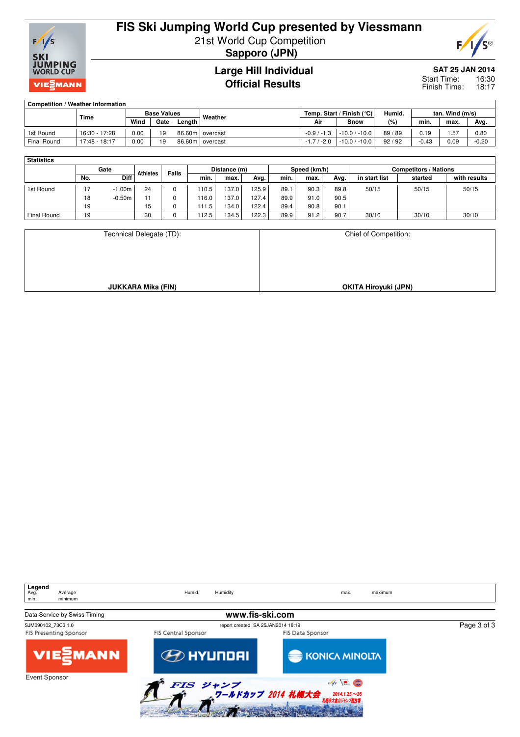# FIS Ski Jumping World Cup presented by Viessmann

21st World Cup Competition

**Sapporo (JPN)**

## Large Hill Individual
## Official Results

**SAT 25 JAN 2014**
Start Time: 16:30
Finish Time: 18:17

**Competition / Weather Information**

| | Time | Base Values | | | Weather | Temp. Start / Finish (°C) | | Humid. | tan. Wind (m/s) | | |
|---|---|---|---|---|---|---|---|---|---|---|---|
| | | Wind | Gate | Length | | Air | Snow | (%) | min. | max. | Avg. |
| 1st Round | 16:30 - 17:28 | 0.00 | 19 | 86.60m | overcast | -0.9 / -1.3 | -10.0 / -10.0 | 89 / 89 | 0.19 | 1.57 | 0.80 |
| Final Round | 17:48 - 18:17 | 0.00 | 19 | 86.60m | overcast | -1.7 / -2.0 | -10.0 / -10.0 | 92 / 92 | -0.43 | 0.09 | -0.20 |

**Statistics**

| | Gate | | Athletes | Falls | Distance (m) | | | Speed (km/h) | | | Competitors / Nations | | |
|---|---|---|---|---|---|---|---|---|---|---|---|---|---|
| | No. | Diff | | | min. | max. | Avg. | min. | max. | Avg. | in start list | started | with results |
| 1st Round | 17 | -1.00m | 24 | 0 | 110.5 | 137.0 | 125.9 | 89.1 | 90.3 | 89.8 | 50/15 | 50/15 | 50/15 |
| | 18 | -0.50m | 11 | 0 | 116.0 | 137.0 | 127.4 | 89.9 | 91.0 | 90.5 | | | |
| | 19 | | 15 | 0 | 111.5 | 134.0 | 122.4 | 89.4 | 90.8 | 90.1 | | | |
| Final Round | 19 | | 30 | 0 | 112.5 | 134.5 | 122.3 | 89.9 | 91.2 | 90.7 | 30/10 | 30/10 | 30/10 |

| Technical Delegate (TD): | Chief of Competition: |
|---|---|
| **JUKKARA Mika (FIN)** | **OKITA Hiroyuki (JPN)** |

**Legend**

| | | | | | |
|---|---|---|---|---|---|
| Avg. | Average | Humid. | Humidity | max. | maximum |
| min. | minimum | | | | |

Data Service by Swiss Timing

**www.fis-ski.com**

SJM090102_73C3 1.0

report created SA 25JAN2014 18:19

FIS Presenting Sponsor: VIESSMANN

FIS Central Sponsor: HYUNDAI

FIS Data Sponsor: KONICA MINOLTA

Event Sponsor

FIS ジャンプ ワールドカップ 2014 札幌大会 2014.1.25～26 札幌市大倉山ジャンプ競技場